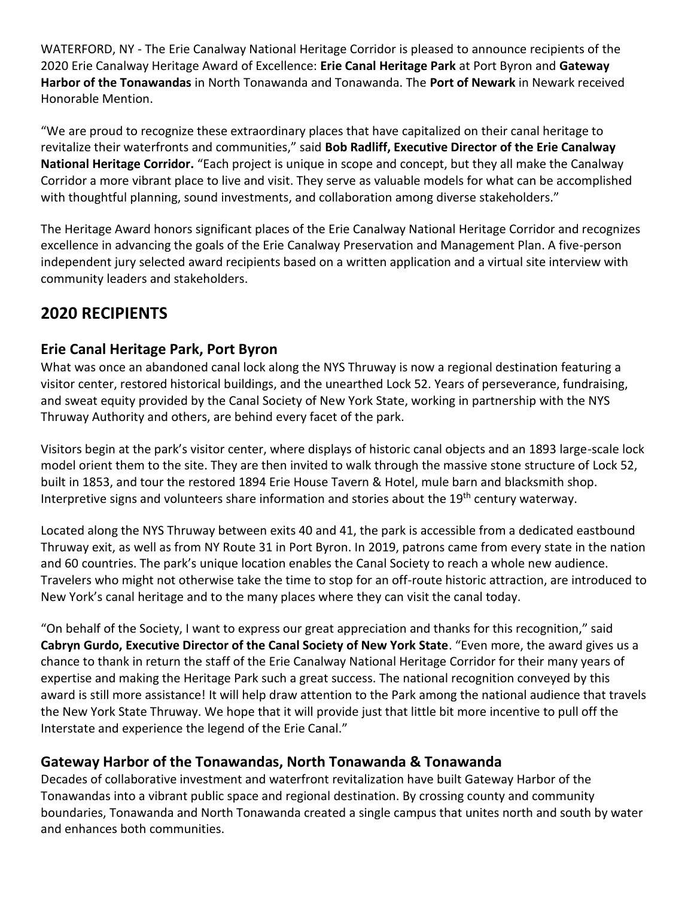WATERFORD, NY - The Erie Canalway National Heritage Corridor is pleased to announce recipients of the 2020 Erie Canalway Heritage Award of Excellence: **Erie Canal Heritage Park** at Port Byron and **Gateway Harbor of the Tonawandas** in North Tonawanda and Tonawanda. The **Port of Newark** in Newark received Honorable Mention.

"We are proud to recognize these extraordinary places that have capitalized on their canal heritage to revitalize their waterfronts and communities," said **Bob Radliff, Executive Director of the Erie Canalway National Heritage Corridor.** "Each project is unique in scope and concept, but they all make the Canalway Corridor a more vibrant place to live and visit. They serve as valuable models for what can be accomplished with thoughtful planning, sound investments, and collaboration among diverse stakeholders."

The Heritage Award honors significant places of the Erie Canalway National Heritage Corridor and recognizes excellence in advancing the goals of the Erie Canalway Preservation and Management Plan. A five-person independent jury selected award recipients based on a written application and a virtual site interview with community leaders and stakeholders.

## 2020 RECIPIENTS

### Erie Canal Heritage Park, Port Byron

What was once an abandoned canal lock along the NYS Thruway is now a regional destination featuring a visitor center, restored historical buildings, and the unearthed Lock 52. Years of perseverance, fundraising, and sweat equity provided by the Canal Society of New York State, working in partnership with the NYS Thruway Authority and others, are behind every facet of the park.

Visitors begin at the park's visitor center, where displays of historic canal objects and an 1893 large-scale lock model orient them to the site. They are then invited to walk through the massive stone structure of Lock 52, built in 1853, and tour the restored 1894 Erie House Tavern & Hotel, mule barn and blacksmith shop. Interpretive signs and volunteers share information and stories about the 19th century waterway.

Located along the NYS Thruway between exits 40 and 41, the park is accessible from a dedicated eastbound Thruway exit, as well as from NY Route 31 in Port Byron. In 2019, patrons came from every state in the nation and 60 countries. The park's unique location enables the Canal Society to reach a whole new audience. Travelers who might not otherwise take the time to stop for an off-route historic attraction, are introduced to New York's canal heritage and to the many places where they can visit the canal today.

"On behalf of the Society, I want to express our great appreciation and thanks for this recognition," said **Cabryn Gurdo, Executive Director of the Canal Society of New York State**. "Even more, the award gives us a chance to thank in return the staff of the Erie Canalway National Heritage Corridor for their many years of expertise and making the Heritage Park such a great success. The national recognition conveyed by this award is still more assistance! It will help draw attention to the Park among the national audience that travels the New York State Thruway. We hope that it will provide just that little bit more incentive to pull off the Interstate and experience the legend of the Erie Canal."

### Gateway Harbor of the Tonawandas, North Tonawanda & Tonawanda

Decades of collaborative investment and waterfront revitalization have built Gateway Harbor of the Tonawandas into a vibrant public space and regional destination. By crossing county and community boundaries, Tonawanda and North Tonawanda created a single campus that unites north and south by water and enhances both communities.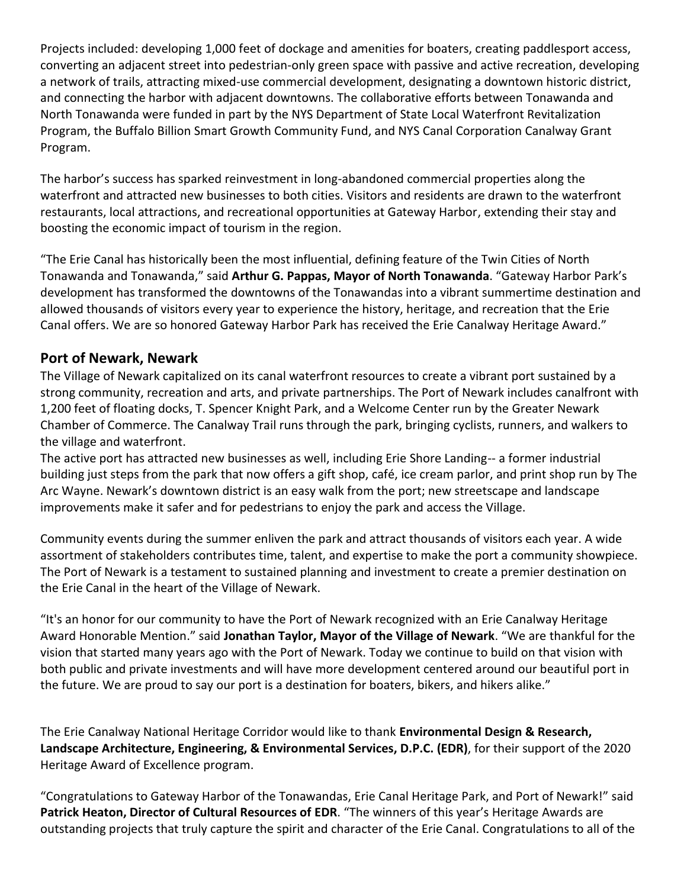Projects included: developing 1,000 feet of dockage and amenities for boaters, creating paddlesport access, converting an adjacent street into pedestrian-only green space with passive and active recreation, developing a network of trails, attracting mixed-use commercial development, designating a downtown historic district, and connecting the harbor with adjacent downtowns. The collaborative efforts between Tonawanda and North Tonawanda were funded in part by the NYS Department of State Local Waterfront Revitalization Program, the Buffalo Billion Smart Growth Community Fund, and NYS Canal Corporation Canalway Grant Program.

The harbor's success has sparked reinvestment in long-abandoned commercial properties along the waterfront and attracted new businesses to both cities. Visitors and residents are drawn to the waterfront restaurants, local attractions, and recreational opportunities at Gateway Harbor, extending their stay and boosting the economic impact of tourism in the region.

"The Erie Canal has historically been the most influential, defining feature of the Twin Cities of North Tonawanda and Tonawanda," said **Arthur G. Pappas, Mayor of North Tonawanda**. "Gateway Harbor Park's development has transformed the downtowns of the Tonawandas into a vibrant summertime destination and allowed thousands of visitors every year to experience the history, heritage, and recreation that the Erie Canal offers. We are so honored Gateway Harbor Park has received the Erie Canalway Heritage Award."

## Port of Newark, Newark

The Village of Newark capitalized on its canal waterfront resources to create a vibrant port sustained by a strong community, recreation and arts, and private partnerships. The Port of Newark includes canalfront with 1,200 feet of floating docks, T. Spencer Knight Park, and a Welcome Center run by the Greater Newark Chamber of Commerce. The Canalway Trail runs through the park, bringing cyclists, runners, and walkers to the village and waterfront.

The active port has attracted new businesses as well, including Erie Shore Landing-- a former industrial building just steps from the park that now offers a gift shop, café, ice cream parlor, and print shop run by The Arc Wayne. Newark's downtown district is an easy walk from the port; new streetscape and landscape improvements make it safer and for pedestrians to enjoy the park and access the Village.

Community events during the summer enliven the park and attract thousands of visitors each year. A wide assortment of stakeholders contributes time, talent, and expertise to make the port a community showpiece. The Port of Newark is a testament to sustained planning and investment to create a premier destination on the Erie Canal in the heart of the Village of Newark.

"It's an honor for our community to have the Port of Newark recognized with an Erie Canalway Heritage Award Honorable Mention." said **Jonathan Taylor, Mayor of the Village of Newark**. "We are thankful for the vision that started many years ago with the Port of Newark. Today we continue to build on that vision with both public and private investments and will have more development centered around our beautiful port in the future. We are proud to say our port is a destination for boaters, bikers, and hikers alike."

The Erie Canalway National Heritage Corridor would like to thank **Environmental Design & Research, Landscape Architecture, Engineering, & Environmental Services, D.P.C. (EDR)**, for their support of the 2020 Heritage Award of Excellence program.

"Congratulations to Gateway Harbor of the Tonawandas, Erie Canal Heritage Park, and Port of Newark!" said **Patrick Heaton, Director of Cultural Resources of EDR**. "The winners of this year's Heritage Awards are outstanding projects that truly capture the spirit and character of the Erie Canal. Congratulations to all of the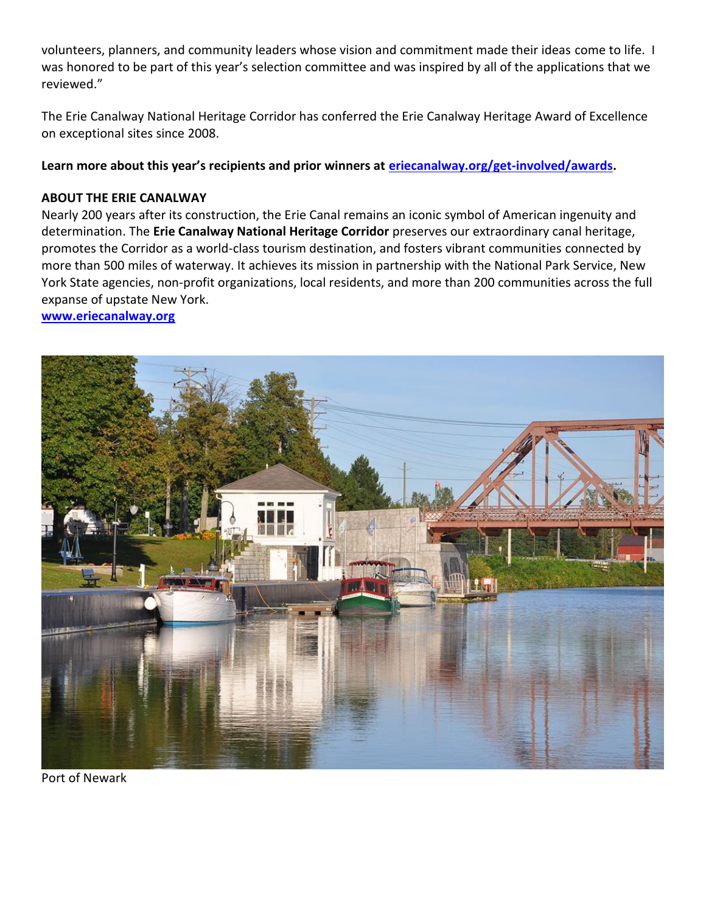volunteers, planners, and community leaders whose vision and commitment made their ideas come to life. I was honored to be part of this year's selection committee and was inspired by all of the applications that we reviewed."

The Erie Canalway National Heritage Corridor has conferred the Erie Canalway Heritage Award of Excellence on exceptional sites since 2008.

**Learn more about this year's recipients and prior winners at [eriecanalway.org/get-involved/awards](eriecanalway.org/get-involved/awards).**

**ABOUT THE ERIE CANALWAY**

Nearly 200 years after its construction, the Erie Canal remains an iconic symbol of American ingenuity and determination. The **Erie Canalway National Heritage Corridor** preserves our extraordinary canal heritage, promotes the Corridor as a world-class tourism destination, and fosters vibrant communities connected by more than 500 miles of waterway. It achieves its mission in partnership with the National Park Service, New York State agencies, non-profit organizations, local residents, and more than 200 communities across the full expanse of upstate New York.

**[www.eriecanalway.org](www.eriecanalway.org)**

Port of Newark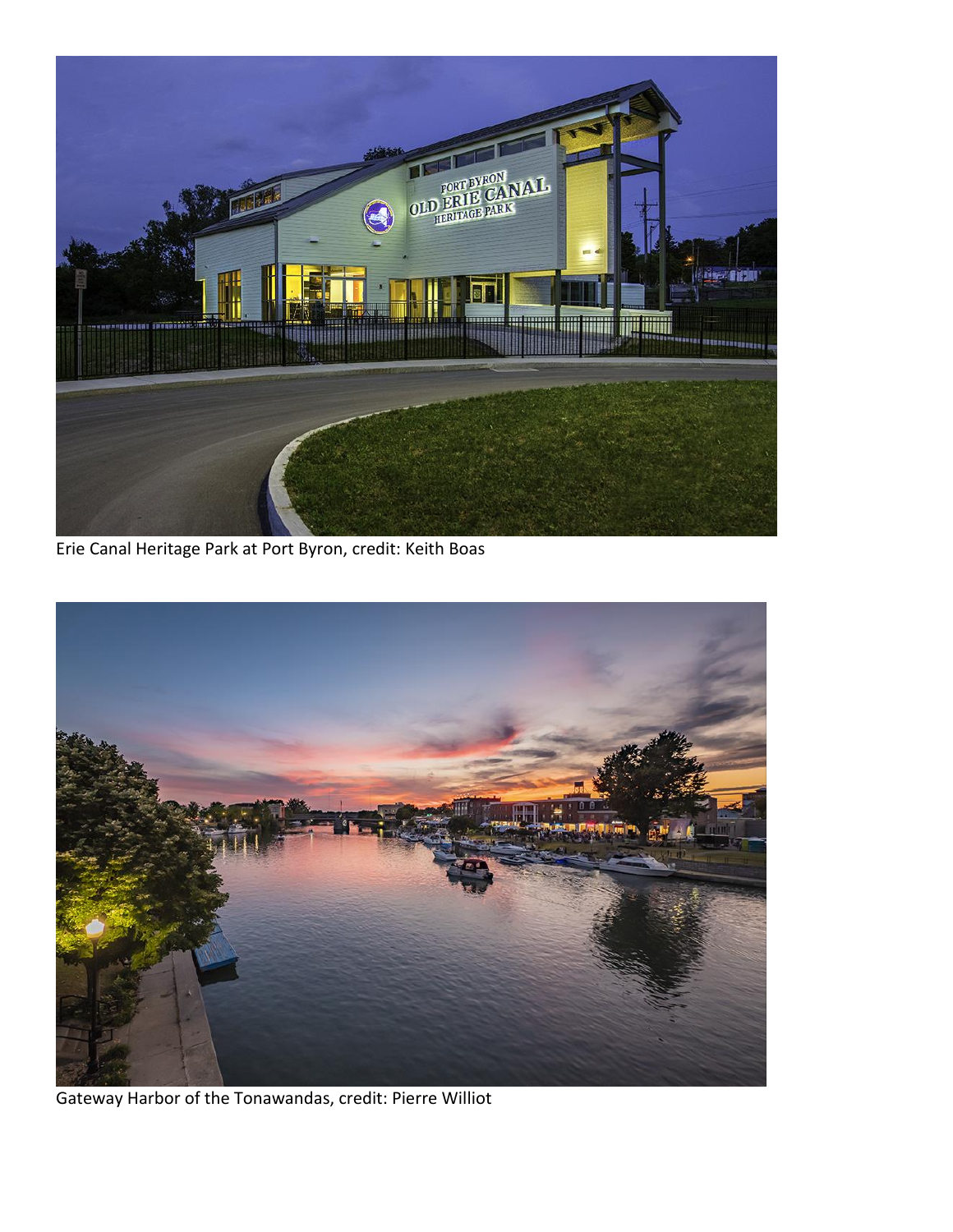Erie Canal Heritage Park at Port Byron, credit: Keith Boas

Gateway Harbor of the Tonawandas, credit: Pierre Williot